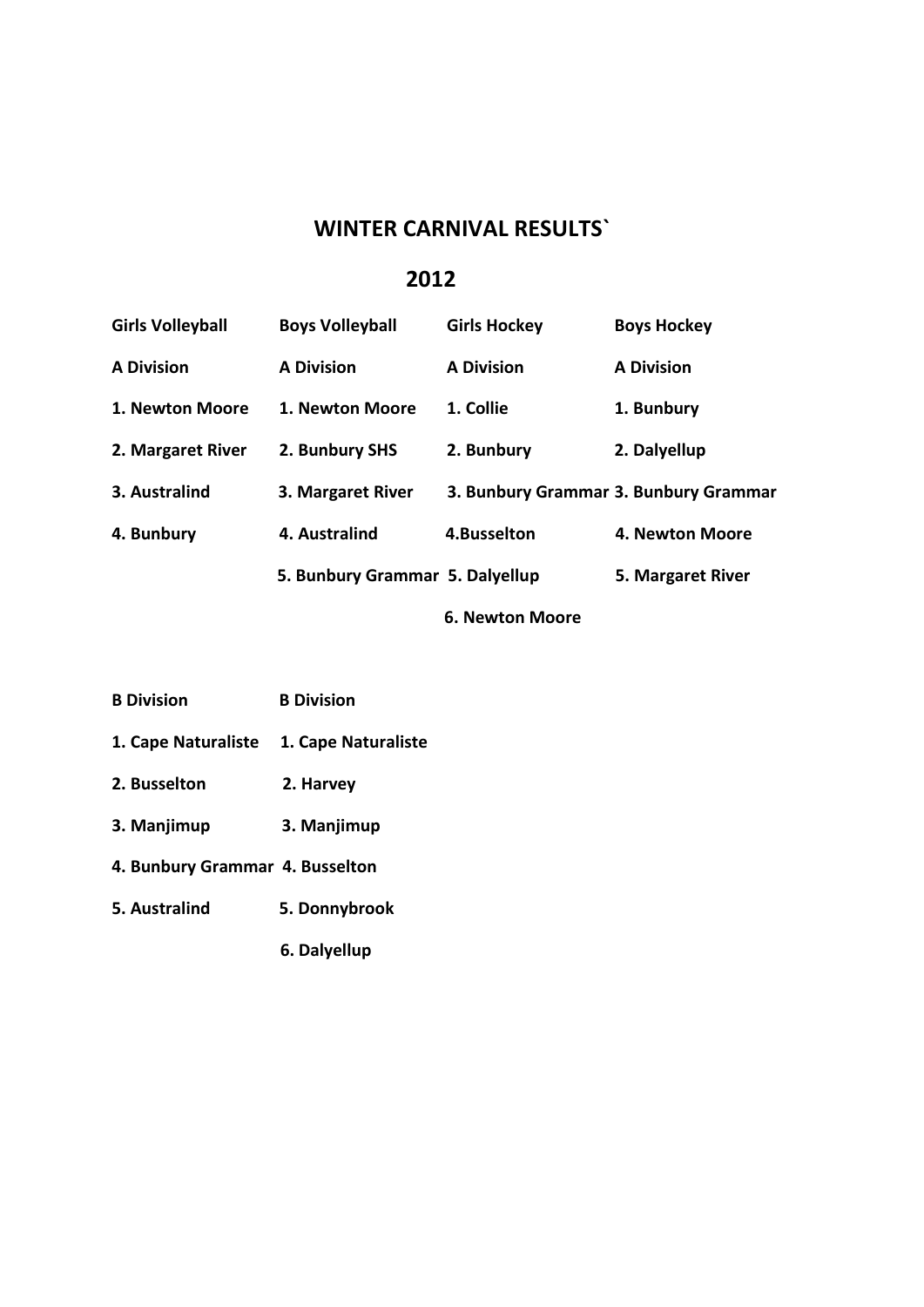# WINTER CARNIVAL RESULTS`

# 2012

| Girls Volleyball | Boys Volleyball | Girls Hockey | Boys Hockey |
|---|---|---|---|
| **A Division** | **A Division** | **A Division** | **A Division** |
| 1. Newton Moore | 1. Newton Moore | 1. Collie | 1. Bunbury |
| 2. Margaret River | 2. Bunbury SHS | 2. Bunbury | 2. Dalyellup |
| 3. Australind | 3. Margaret River | 3. Bunbury Grammar | 3. Bunbury Grammar |
| 4. Bunbury | 4. Australind | 4.Busselton | 4. Newton Moore |
| | 5. Bunbury Grammar | 5. Dalyellup | 5. Margaret River |
| | | 6. Newton Moore | |

| Girls Volleyball | Boys Volleyball |
|---|---|
| **B Division** | **B Division** |
| 1. Cape Naturaliste | 1. Cape Naturaliste |
| 2. Busselton | 2. Harvey |
| 3. Manjimup | 3. Manjimup |
| 4. Bunbury Grammar | 4. Busselton |
| 5. Australind | 5. Donnybrook |
| | 6. Dalyellup |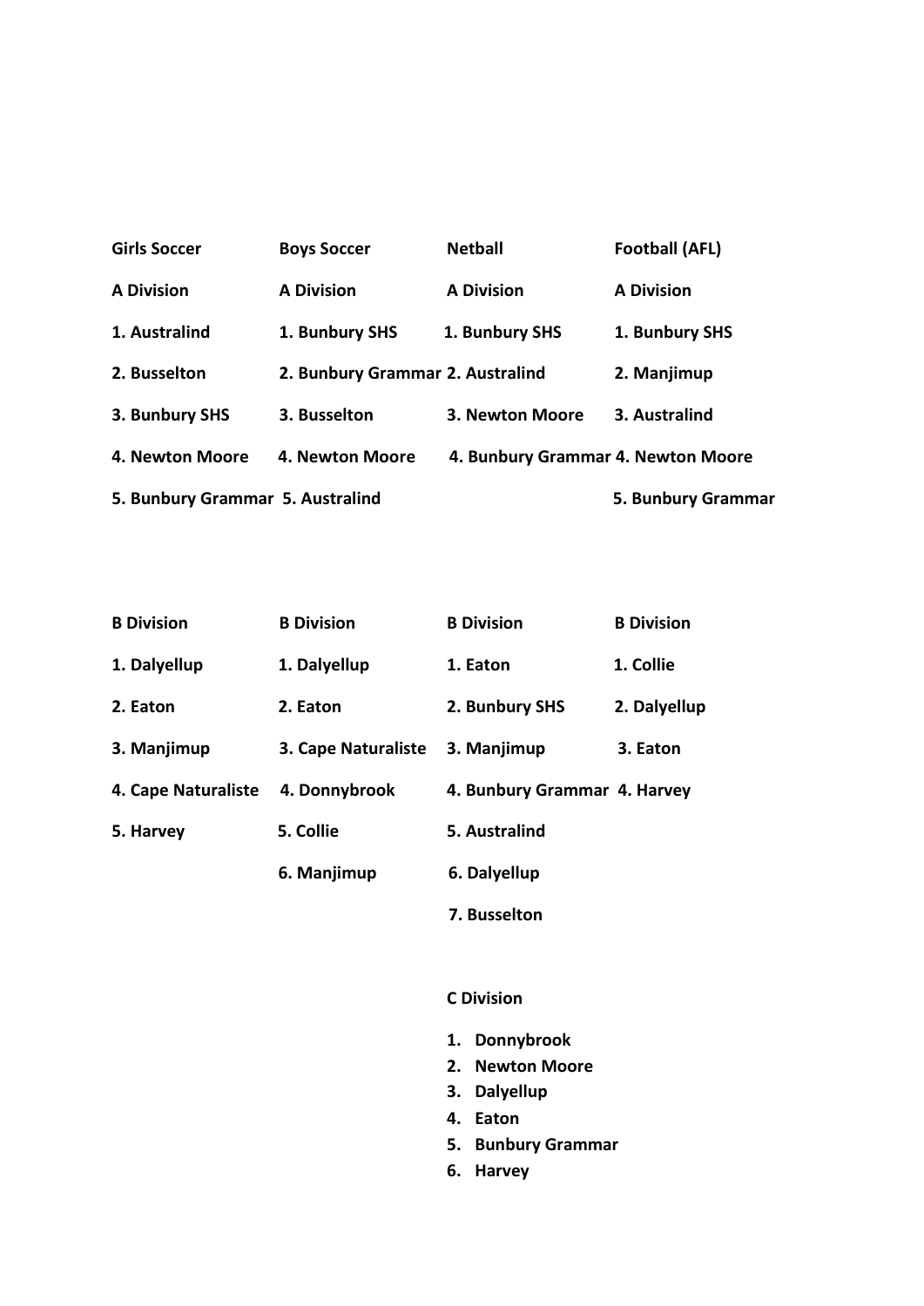| Girls Soccer | Boys Soccer | Netball | Football (AFL) |
| --- | --- | --- | --- |
| **A Division** | **A Division** | **A Division** | **A Division** |
| 1. Australind | 1. Bunbury SHS | 1. Bunbury SHS | 1. Bunbury SHS |
| 2. Busselton | 2. Bunbury Grammar | 2. Australind | 2. Manjimup |
| 3. Bunbury SHS | 3. Busselton | 3. Newton Moore | 3. Australind |
| 4. Newton Moore | 4. Newton Moore | 4. Bunbury Grammar | 4. Newton Moore |
| 5. Bunbury Grammar | 5. Australind | | 5. Bunbury Grammar |

| Girls Soccer | Boys Soccer | Netball | Football (AFL) |
| --- | --- | --- | --- |
| **B Division** | **B Division** | **B Division** | **B Division** |
| 1. Dalyellup | 1. Dalyellup | 1. Eaton | 1. Collie |
| 2. Eaton | 2. Eaton | 2. Bunbury SHS | 2. Dalyellup |
| 3. Manjimup | 3. Cape Naturaliste | 3. Manjimup | 3. Eaton |
| 4. Cape Naturaliste | 4. Donnybrook | 4. Bunbury Grammar | 4. Harvey |
| 5. Harvey | 5. Collie | 5. Australind | |
| | 6. Manjimup | 6. Dalyellup | |
| | | 7. Busselton | |

**C Division**

1. Donnybrook
2. Newton Moore
3. Dalyellup
4. Eaton
5. Bunbury Grammar
6. Harvey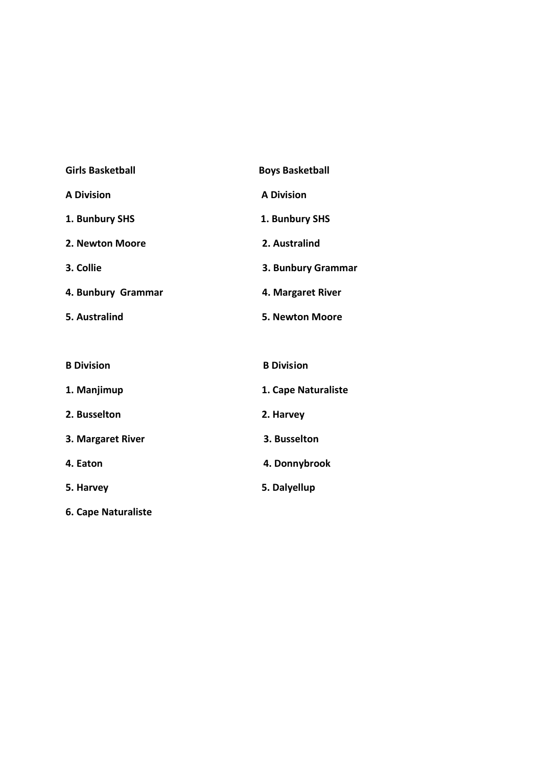**Girls Basketball**

**A Division**

1. **Bunbury SHS**
2. **Newton Moore**
3. **Collie**
4. **Bunbury Grammar**
5. **Australind**

**B Division**

1. **Manjimup**
2. **Busselton**
3. **Margaret River**
4. **Eaton**
5. **Harvey**
6. **Cape Naturaliste**

**Boys Basketball**

**A Division**

1. **Bunbury SHS**
2. **Australind**
3. **Bunbury Grammar**
4. **Margaret River**
5. **Newton Moore**

**B Division**

1. **Cape Naturaliste**
2. **Harvey**
3. **Busselton**
4. **Donnybrook**
5. **Dalyellup**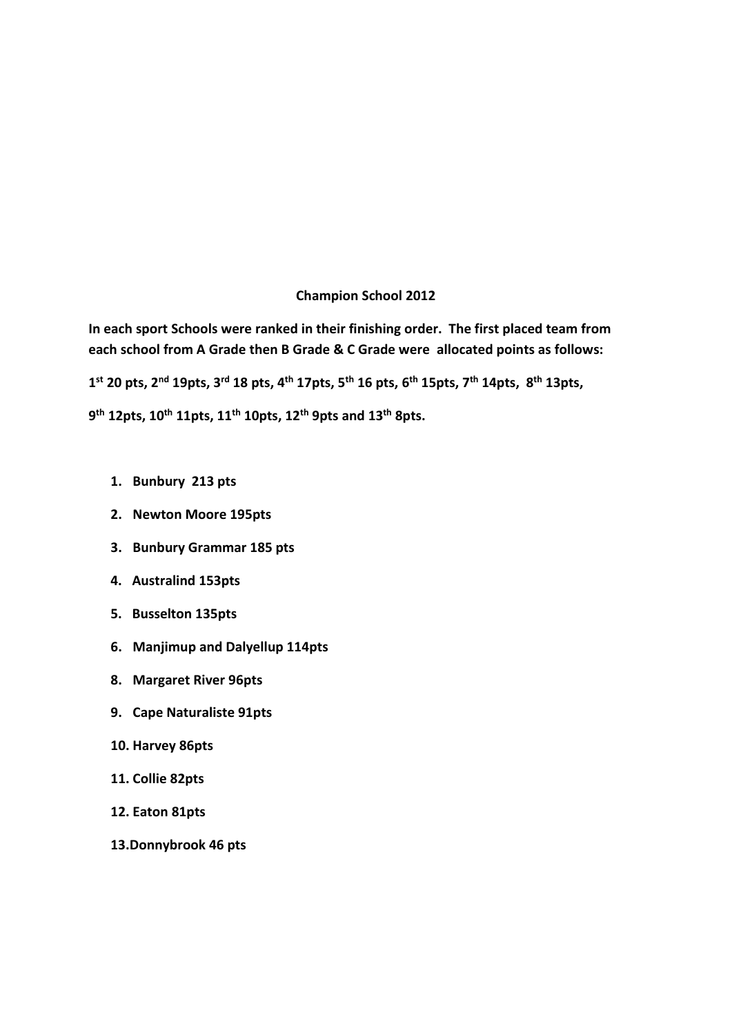**Champion School 2012**

**In each sport Schools were ranked in their finishing order. The first placed team from each school from A Grade then B Grade & C Grade were allocated points as follows:**

**1st 20 pts, 2nd 19pts, 3rd 18 pts, 4th 17pts, 5th 16 pts, 6th 15pts, 7th 14pts, 8th 13pts,**

**9th 12pts, 10th 11pts, 11th 10pts, 12th 9pts and 13th 8pts.**

1. **Bunbury 213 pts**
2. **Newton Moore 195pts**
3. **Bunbury Grammar 185 pts**
4. **Australind 153pts**
5. **Busselton 135pts**
6. **Manjimup and Dalyellup 114pts**

8. **Margaret River 96pts**
9. **Cape Naturaliste 91pts**
10. **Harvey 86pts**
11. **Collie 82pts**
12. **Eaton 81pts**
13. **Donnybrook 46 pts**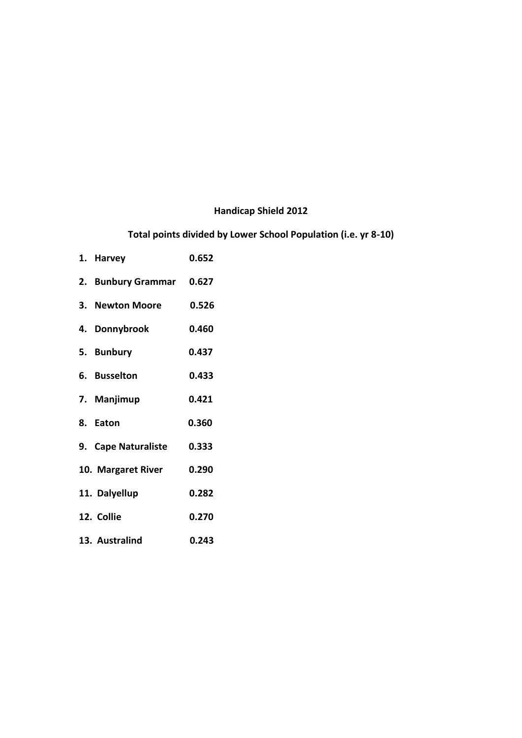**Handicap Shield 2012**

**Total points divided by Lower School Population (i.e. yr 8-10)**

1. **Harvey 0.652**
2. **Bunbury Grammar 0.627**
3. **Newton Moore 0.526**
4. **Donnybrook 0.460**
5. **Bunbury 0.437**
6. **Busselton 0.433**
7. **Manjimup 0.421**
8. **Eaton 0.360**
9. **Cape Naturaliste 0.333**
10. **Margaret River 0.290**
11. **Dalyellup 0.282**
12. **Collie 0.270**
13. **Australind 0.243**